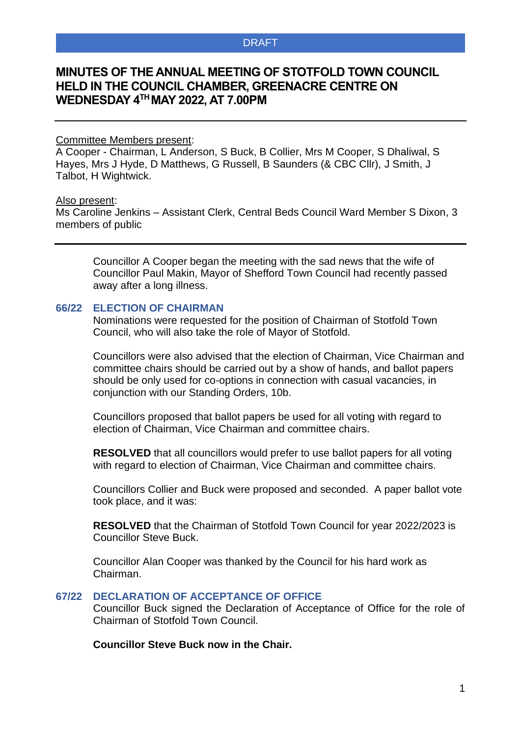DRAFT

# MINUTES OF THE ANNUAL MEETING OF STOTFOLD TOWN COUNCIL HELD IN THE COUNCIL CHAMBER, GREENACRE CENTRE ON WEDNESDAY 4TH MAY 2022, AT 7.00PM

Committee Members present:
A Cooper - Chairman, L Anderson, S Buck, B Collier, Mrs M Cooper, S Dhaliwal, S Hayes, Mrs J Hyde, D Matthews, G Russell, B Saunders (& CBC Cllr), J Smith, J Talbot, H Wightwick.

Also present:
Ms Caroline Jenkins – Assistant Clerk, Central Beds Council Ward Member S Dixon, 3 members of public

Councillor A Cooper began the meeting with the sad news that the wife of Councillor Paul Makin, Mayor of Shefford Town Council had recently passed away after a long illness.

## 66/22 ELECTION OF CHAIRMAN

Nominations were requested for the position of Chairman of Stotfold Town Council, who will also take the role of Mayor of Stotfold.

Councillors were also advised that the election of Chairman, Vice Chairman and committee chairs should be carried out by a show of hands, and ballot papers should be only used for co-options in connection with casual vacancies, in conjunction with our Standing Orders, 10b.

Councillors proposed that ballot papers be used for all voting with regard to election of Chairman, Vice Chairman and committee chairs.

**RESOLVED** that all councillors would prefer to use ballot papers for all voting with regard to election of Chairman, Vice Chairman and committee chairs.

Councillors Collier and Buck were proposed and seconded. A paper ballot vote took place, and it was:

**RESOLVED** that the Chairman of Stotfold Town Council for year 2022/2023 is Councillor Steve Buck.

Councillor Alan Cooper was thanked by the Council for his hard work as Chairman.

## 67/22 DECLARATION OF ACCEPTANCE OF OFFICE

Councillor Buck signed the Declaration of Acceptance of Office for the role of Chairman of Stotfold Town Council.

**Councillor Steve Buck now in the Chair.**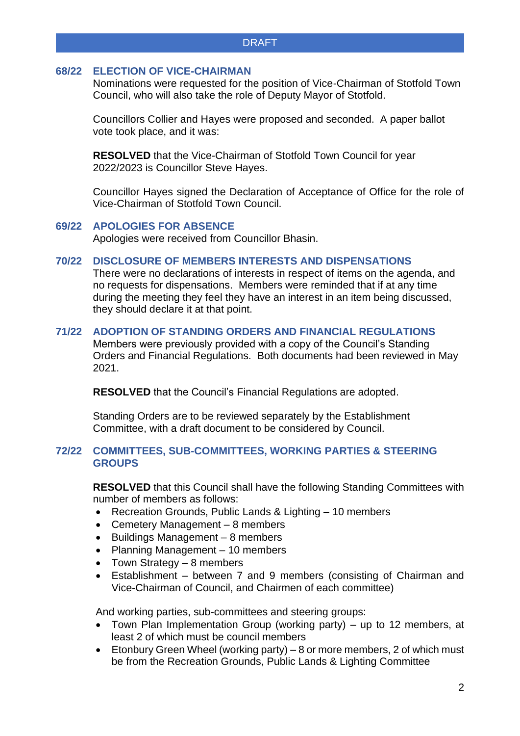DRAFT

## 68/22 ELECTION OF VICE-CHAIRMAN

Nominations were requested for the position of Vice-Chairman of Stotfold Town Council, who will also take the role of Deputy Mayor of Stotfold.

Councillors Collier and Hayes were proposed and seconded. A paper ballot vote took place, and it was:

**RESOLVED** that the Vice-Chairman of Stotfold Town Council for year 2022/2023 is Councillor Steve Hayes.

Councillor Hayes signed the Declaration of Acceptance of Office for the role of Vice-Chairman of Stotfold Town Council.

## 69/22 APOLOGIES FOR ABSENCE

Apologies were received from Councillor Bhasin.

## 70/22 DISCLOSURE OF MEMBERS INTERESTS AND DISPENSATIONS

There were no declarations of interests in respect of items on the agenda, and no requests for dispensations. Members were reminded that if at any time during the meeting they feel they have an interest in an item being discussed, they should declare it at that point.

## 71/22 ADOPTION OF STANDING ORDERS AND FINANCIAL REGULATIONS

Members were previously provided with a copy of the Council's Standing Orders and Financial Regulations. Both documents had been reviewed in May 2021.

**RESOLVED** that the Council's Financial Regulations are adopted.

Standing Orders are to be reviewed separately by the Establishment Committee, with a draft document to be considered by Council.

## 72/22 COMMITTEES, SUB-COMMITTEES, WORKING PARTIES & STEERING GROUPS

**RESOLVED** that this Council shall have the following Standing Committees with number of members as follows:

- Recreation Grounds, Public Lands & Lighting – 10 members
- Cemetery Management – 8 members
- Buildings Management – 8 members
- Planning Management – 10 members
- Town Strategy – 8 members
- Establishment – between 7 and 9 members (consisting of Chairman and Vice-Chairman of Council, and Chairmen of each committee)

And working parties, sub-committees and steering groups:

- Town Plan Implementation Group (working party) – up to 12 members, at least 2 of which must be council members
- Etonbury Green Wheel (working party) – 8 or more members, 2 of which must be from the Recreation Grounds, Public Lands & Lighting Committee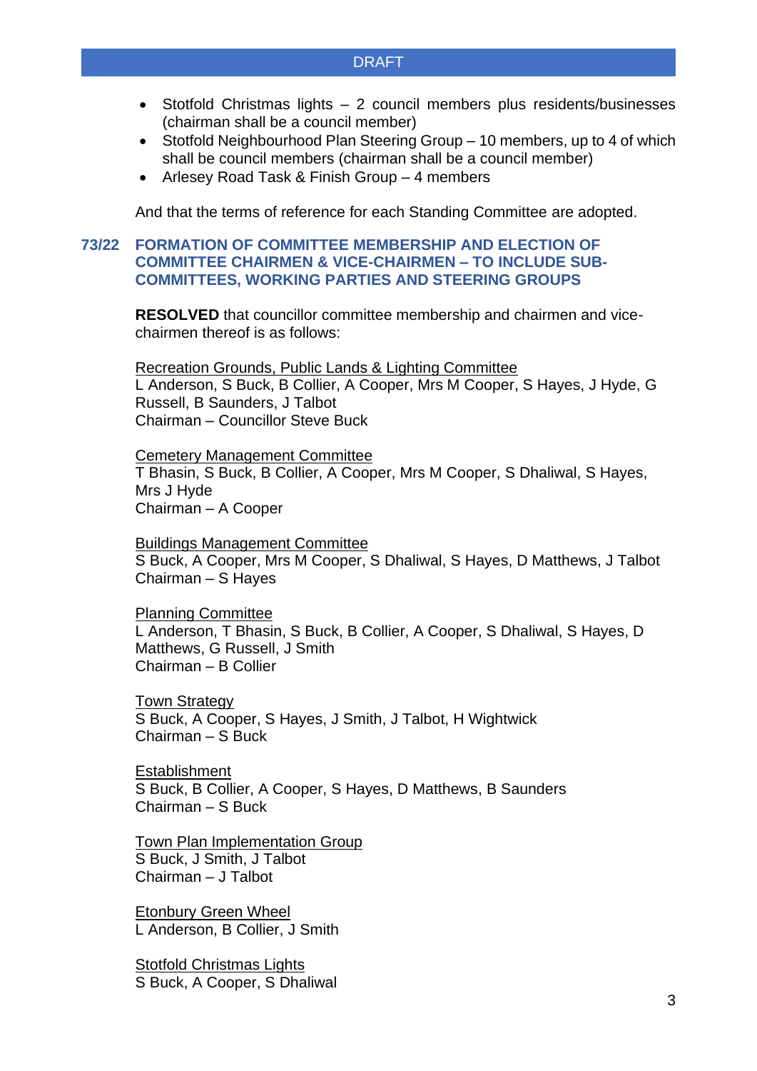- Stotfold Christmas lights – 2 council members plus residents/businesses (chairman shall be a council member)
- Stotfold Neighbourhood Plan Steering Group – 10 members, up to 4 of which shall be council members (chairman shall be a council member)
- Arlesey Road Task & Finish Group – 4 members

And that the terms of reference for each Standing Committee are adopted.

## 73/22 FORMATION OF COMMITTEE MEMBERSHIP AND ELECTION OF COMMITTEE CHAIRMEN & VICE-CHAIRMEN – TO INCLUDE SUB-COMMITTEES, WORKING PARTIES AND STEERING GROUPS

**RESOLVED** that councillor committee membership and chairmen and vice-chairmen thereof is as follows:

<u>Recreation Grounds, Public Lands & Lighting Committee</u>
L Anderson, S Buck, B Collier, A Cooper, Mrs M Cooper, S Hayes, J Hyde, G Russell, B Saunders, J Talbot
Chairman – Councillor Steve Buck

<u>Cemetery Management Committee</u>
T Bhasin, S Buck, B Collier, A Cooper, Mrs M Cooper, S Dhaliwal, S Hayes, Mrs J Hyde
Chairman – A Cooper

<u>Buildings Management Committee</u>
S Buck, A Cooper, Mrs M Cooper, S Dhaliwal, S Hayes, D Matthews, J Talbot
Chairman – S Hayes

<u>Planning Committee</u>
L Anderson, T Bhasin, S Buck, B Collier, A Cooper, S Dhaliwal, S Hayes, D Matthews, G Russell, J Smith
Chairman – B Collier

<u>Town Strategy</u>
S Buck, A Cooper, S Hayes, J Smith, J Talbot, H Wightwick
Chairman – S Buck

<u>Establishment</u>
S Buck, B Collier, A Cooper, S Hayes, D Matthews, B Saunders
Chairman – S Buck

<u>Town Plan Implementation Group</u>
S Buck, J Smith, J Talbot
Chairman – J Talbot

<u>Etonbury Green Wheel</u>
L Anderson, B Collier, J Smith

<u>Stotfold Christmas Lights</u>
S Buck, A Cooper, S Dhaliwal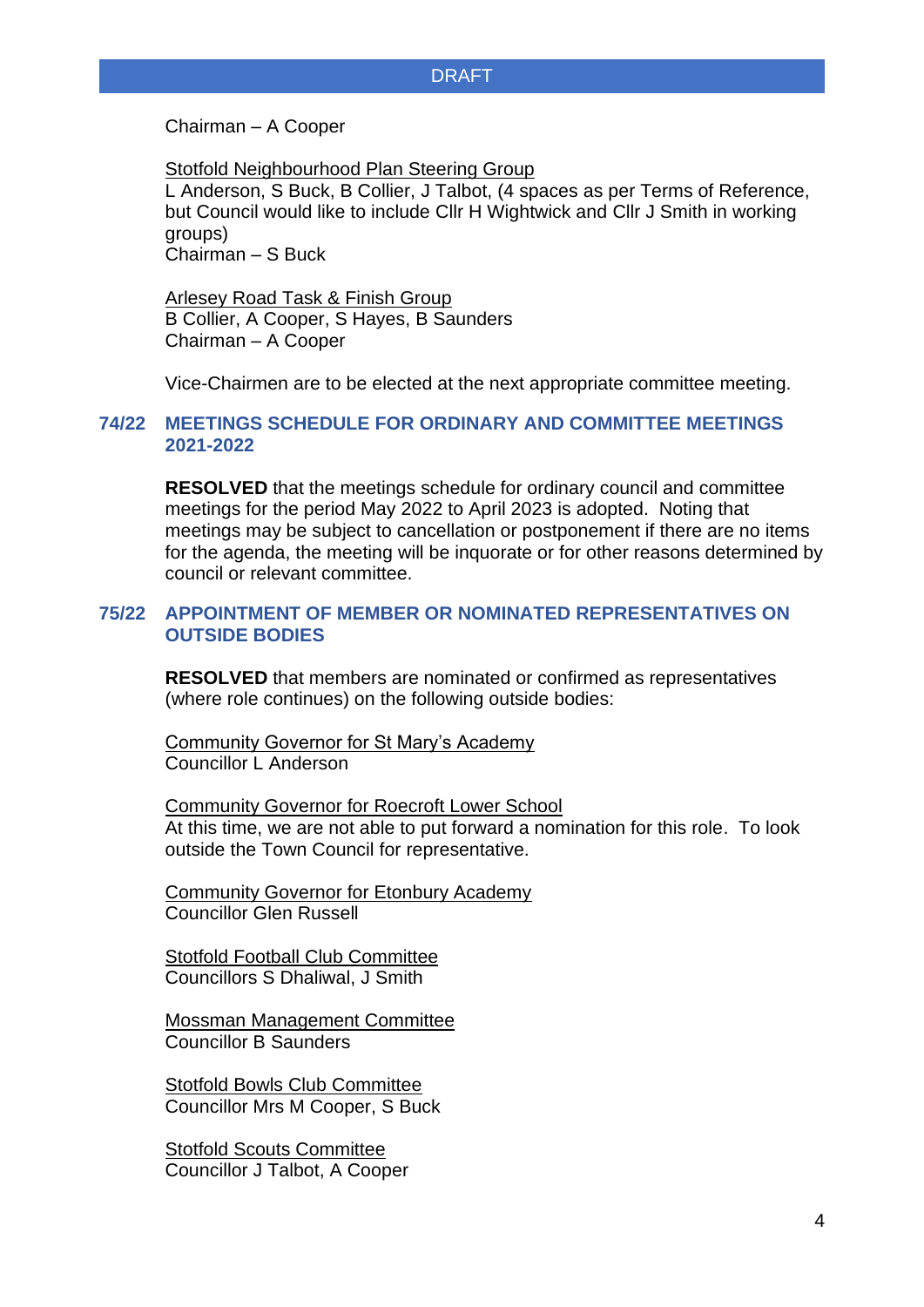DRAFT

Chairman – A Cooper

Stotfold Neighbourhood Plan Steering Group
L Anderson, S Buck, B Collier, J Talbot, (4 spaces as per Terms of Reference, but Council would like to include Cllr H Wightwick and Cllr J Smith in working groups)
Chairman – S Buck

Arlesey Road Task & Finish Group
B Collier, A Cooper, S Hayes, B Saunders
Chairman – A Cooper

Vice-Chairmen are to be elected at the next appropriate committee meeting.

### 74/22 MEETINGS SCHEDULE FOR ORDINARY AND COMMITTEE MEETINGS 2021-2022

**RESOLVED** that the meetings schedule for ordinary council and committee meetings for the period May 2022 to April 2023 is adopted. Noting that meetings may be subject to cancellation or postponement if there are no items for the agenda, the meeting will be inquorate or for other reasons determined by council or relevant committee.

### 75/22 APPOINTMENT OF MEMBER OR NOMINATED REPRESENTATIVES ON OUTSIDE BODIES

**RESOLVED** that members are nominated or confirmed as representatives (where role continues) on the following outside bodies:

Community Governor for St Mary's Academy
Councillor L Anderson

Community Governor for Roecroft Lower School
At this time, we are not able to put forward a nomination for this role. To look outside the Town Council for representative.

Community Governor for Etonbury Academy
Councillor Glen Russell

Stotfold Football Club Committee
Councillors S Dhaliwal, J Smith

Mossman Management Committee
Councillor B Saunders

Stotfold Bowls Club Committee
Councillor Mrs M Cooper, S Buck

Stotfold Scouts Committee
Councillor J Talbot, A Cooper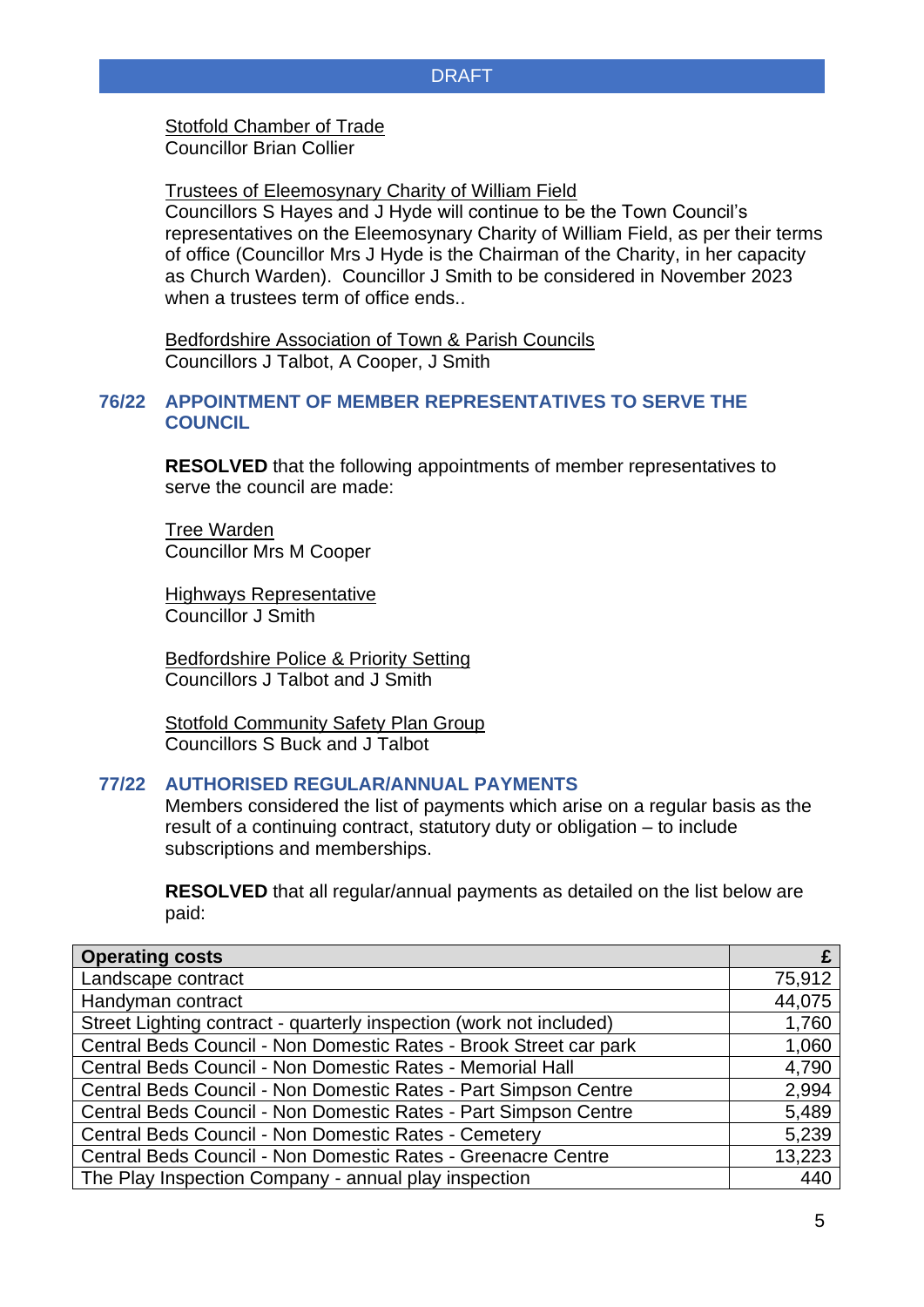DRAFT

Stotfold Chamber of Trade
Councillor Brian Collier

Trustees of Eleemosynary Charity of William Field
Councillors S Hayes and J Hyde will continue to be the Town Council's representatives on the Eleemosynary Charity of William Field, as per their terms of office (Councillor Mrs J Hyde is the Chairman of the Charity, in her capacity as Church Warden). Councillor J Smith to be considered in November 2023 when a trustees term of office ends..

Bedfordshire Association of Town & Parish Councils
Councillors J Talbot, A Cooper, J Smith

## 76/22 APPOINTMENT OF MEMBER REPRESENTATIVES TO SERVE THE COUNCIL

**RESOLVED** that the following appointments of member representatives to serve the council are made:

Tree Warden
Councillor Mrs M Cooper

Highways Representative
Councillor J Smith

Bedfordshire Police & Priority Setting
Councillors J Talbot and J Smith

Stotfold Community Safety Plan Group
Councillors S Buck and J Talbot

## 77/22 AUTHORISED REGULAR/ANNUAL PAYMENTS

Members considered the list of payments which arise on a regular basis as the result of a continuing contract, statutory duty or obligation – to include subscriptions and memberships.

**RESOLVED** that all regular/annual payments as detailed on the list below are paid:

| Operating costs | £ |
|---|---|
| Landscape contract | 75,912 |
| Handyman contract | 44,075 |
| Street Lighting contract - quarterly inspection (work not included) | 1,760 |
| Central Beds Council - Non Domestic Rates - Brook Street car park | 1,060 |
| Central Beds Council - Non Domestic Rates - Memorial Hall | 4,790 |
| Central Beds Council - Non Domestic Rates - Part Simpson Centre | 2,994 |
| Central Beds Council - Non Domestic Rates - Part Simpson Centre | 5,489 |
| Central Beds Council - Non Domestic Rates - Cemetery | 5,239 |
| Central Beds Council - Non Domestic Rates - Greenacre Centre | 13,223 |
| The Play Inspection Company - annual play inspection | 440 |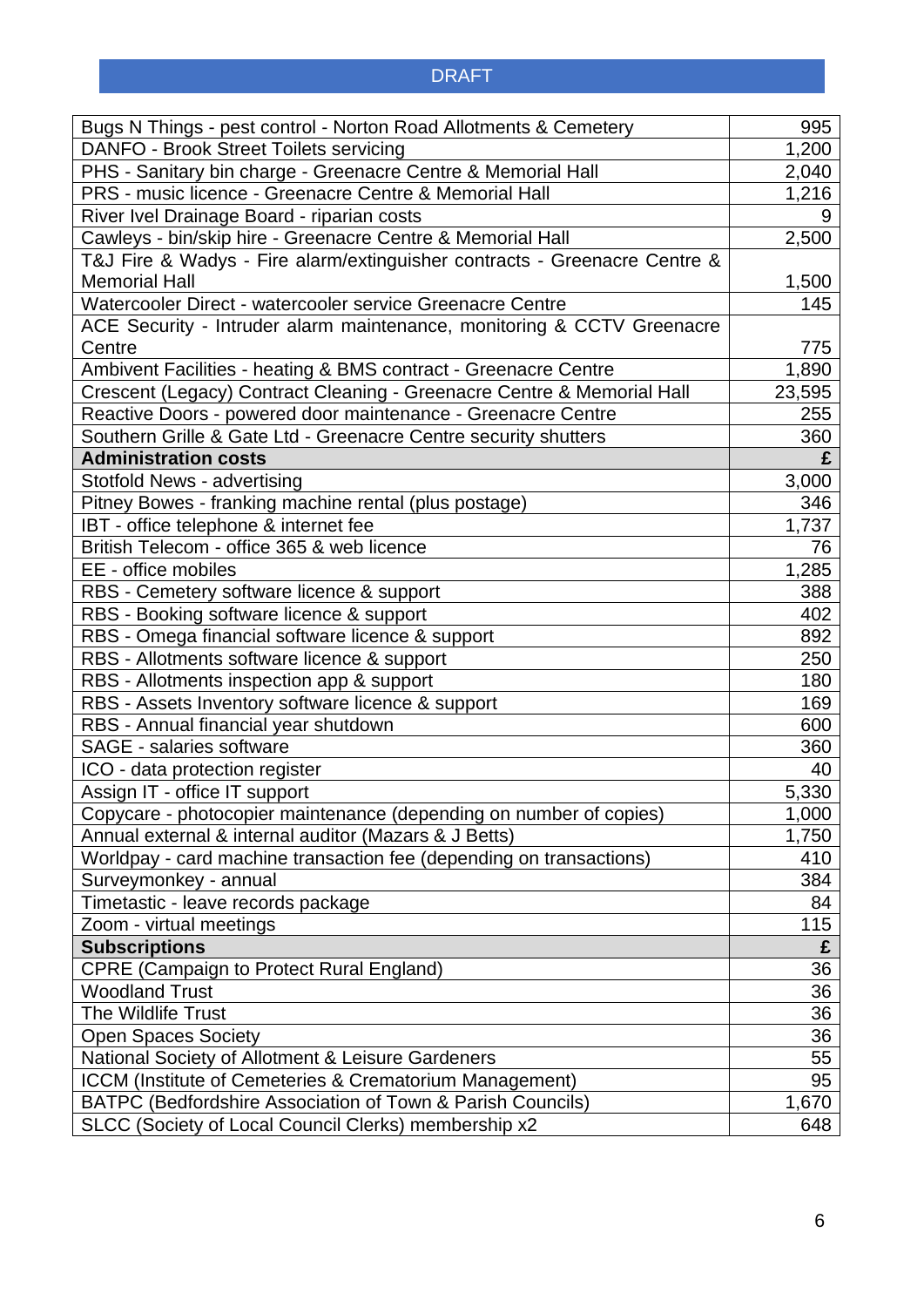DRAFT

| | |
|---|---|
| Bugs N Things - pest control - Norton Road Allotments & Cemetery | 995 |
| DANFO - Brook Street Toilets servicing | 1,200 |
| PHS - Sanitary bin charge - Greenacre Centre & Memorial Hall | 2,040 |
| PRS - music licence - Greenacre Centre & Memorial Hall | 1,216 |
| River Ivel Drainage Board - riparian costs | 9 |
| Cawleys - bin/skip hire - Greenacre Centre & Memorial Hall | 2,500 |
| T&J Fire & Wadys - Fire alarm/extinguisher contracts - Greenacre Centre & Memorial Hall | 1,500 |
| Watercooler Direct - watercooler service Greenacre Centre | 145 |
| ACE Security - Intruder alarm maintenance, monitoring & CCTV Greenacre Centre | 775 |
| Ambivent Facilities - heating & BMS contract - Greenacre Centre | 1,890 |
| Crescent (Legacy) Contract Cleaning - Greenacre Centre & Memorial Hall | 23,595 |
| Reactive Doors - powered door maintenance - Greenacre Centre | 255 |
| Southern Grille & Gate Ltd - Greenacre Centre security shutters | 360 |
| **Administration costs** | **£** |
| Stotfold News - advertising | 3,000 |
| Pitney Bowes - franking machine rental (plus postage) | 346 |
| IBT - office telephone & internet fee | 1,737 |
| British Telecom - office 365 & web licence | 76 |
| EE - office mobiles | 1,285 |
| RBS - Cemetery software licence & support | 388 |
| RBS - Booking software licence & support | 402 |
| RBS - Omega financial software licence & support | 892 |
| RBS - Allotments software licence & support | 250 |
| RBS - Allotments inspection app & support | 180 |
| RBS - Assets Inventory software licence & support | 169 |
| RBS - Annual financial year shutdown | 600 |
| SAGE - salaries software | 360 |
| ICO - data protection register | 40 |
| Assign IT - office IT support | 5,330 |
| Copycare - photocopier maintenance (depending on number of copies) | 1,000 |
| Annual external & internal auditor (Mazars & J Betts) | 1,750 |
| Worldpay - card machine transaction fee (depending on transactions) | 410 |
| Surveymonkey - annual | 384 |
| Timetastic - leave records package | 84 |
| Zoom - virtual meetings | 115 |
| **Subscriptions** | **£** |
| CPRE (Campaign to Protect Rural England) | 36 |
| Woodland Trust | 36 |
| The Wildlife Trust | 36 |
| Open Spaces Society | 36 |
| National Society of Allotment & Leisure Gardeners | 55 |
| ICCM (Institute of Cemeteries & Crematorium Management) | 95 |
| BATPC (Bedfordshire Association of Town & Parish Councils) | 1,670 |
| SLCC (Society of Local Council Clerks) membership x2 | 648 |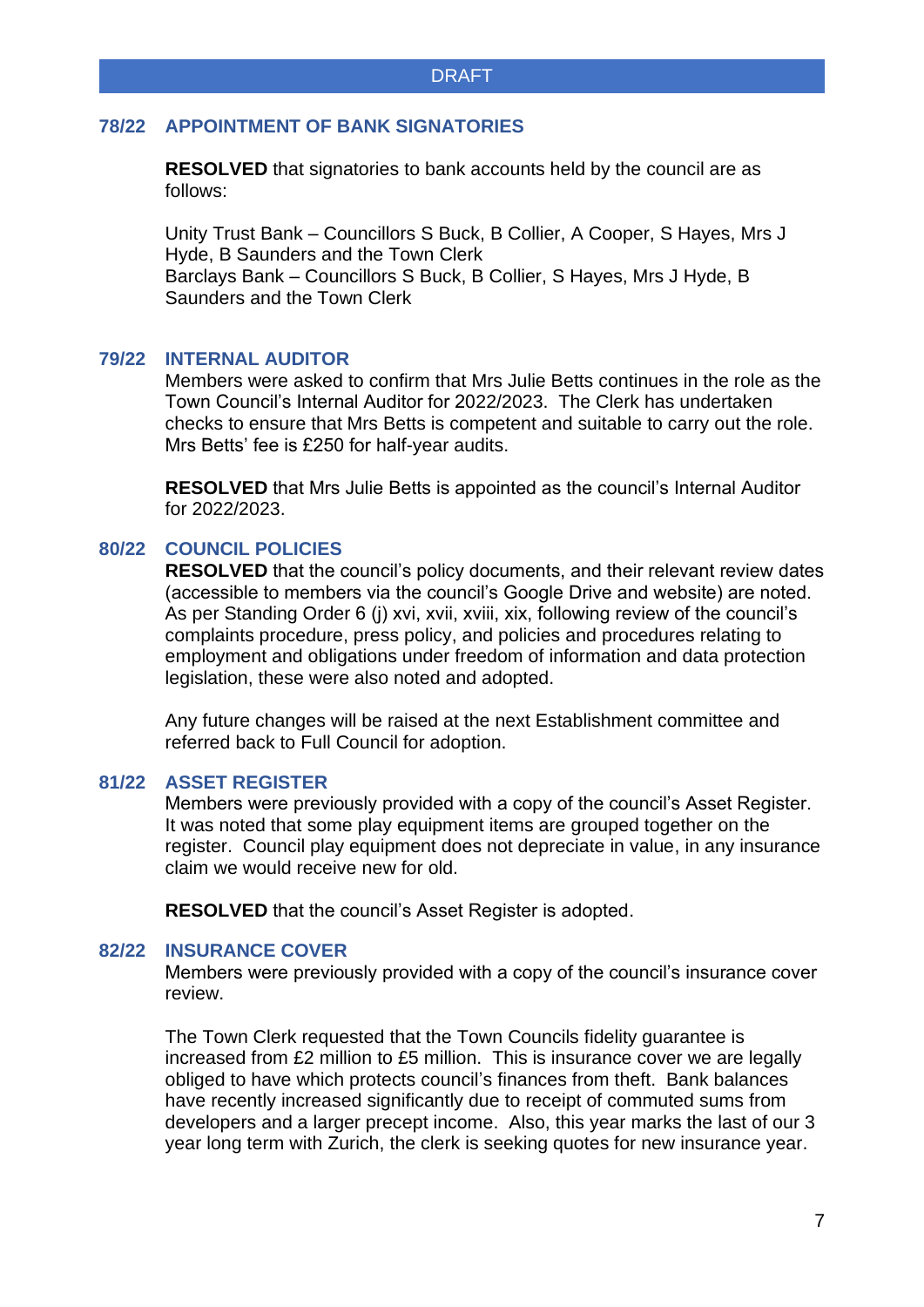DRAFT

## 78/22 APPOINTMENT OF BANK SIGNATORIES

**RESOLVED** that signatories to bank accounts held by the council are as follows:

Unity Trust Bank – Councillors S Buck, B Collier, A Cooper, S Hayes, Mrs J Hyde, B Saunders and the Town Clerk
Barclays Bank – Councillors S Buck, B Collier, S Hayes, Mrs J Hyde, B Saunders and the Town Clerk

## 79/22 INTERNAL AUDITOR

Members were asked to confirm that Mrs Julie Betts continues in the role as the Town Council's Internal Auditor for 2022/2023. The Clerk has undertaken checks to ensure that Mrs Betts is competent and suitable to carry out the role. Mrs Betts' fee is £250 for half-year audits.

**RESOLVED** that Mrs Julie Betts is appointed as the council's Internal Auditor for 2022/2023.

## 80/22 COUNCIL POLICIES

**RESOLVED** that the council's policy documents, and their relevant review dates (accessible to members via the council's Google Drive and website) are noted. As per Standing Order 6 (j) xvi, xvii, xviii, xix, following review of the council's complaints procedure, press policy, and policies and procedures relating to employment and obligations under freedom of information and data protection legislation, these were also noted and adopted.

Any future changes will be raised at the next Establishment committee and referred back to Full Council for adoption.

## 81/22 ASSET REGISTER

Members were previously provided with a copy of the council's Asset Register. It was noted that some play equipment items are grouped together on the register. Council play equipment does not depreciate in value, in any insurance claim we would receive new for old.

**RESOLVED** that the council's Asset Register is adopted.

## 82/22 INSURANCE COVER

Members were previously provided with a copy of the council's insurance cover review.

The Town Clerk requested that the Town Councils fidelity guarantee is increased from £2 million to £5 million. This is insurance cover we are legally obliged to have which protects council's finances from theft. Bank balances have recently increased significantly due to receipt of commuted sums from developers and a larger precept income. Also, this year marks the last of our 3 year long term with Zurich, the clerk is seeking quotes for new insurance year.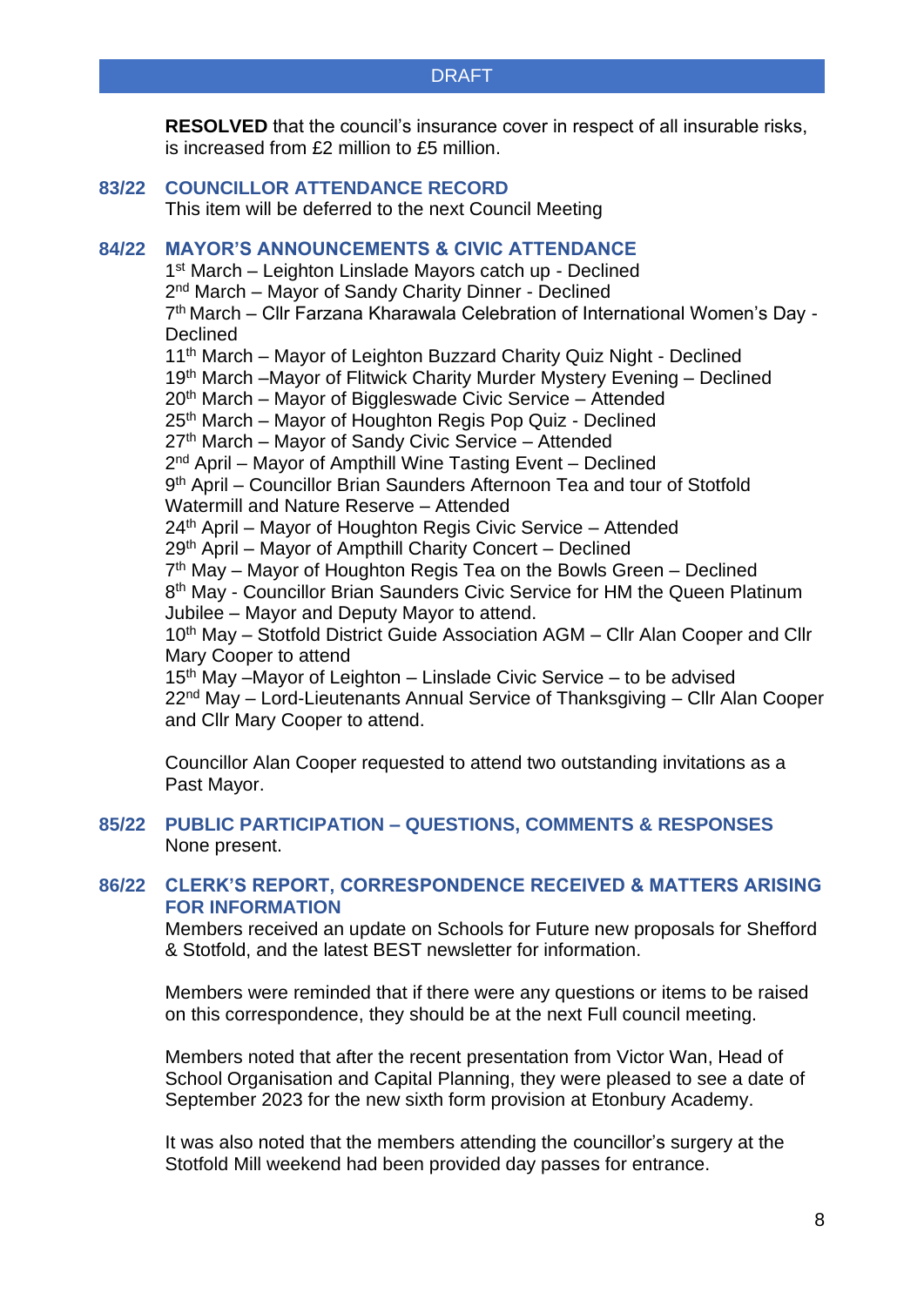DRAFT

**RESOLVED** that the council's insurance cover in respect of all insurable risks, is increased from £2 million to £5 million.

## 83/22 COUNCILLOR ATTENDANCE RECORD

This item will be deferred to the next Council Meeting

## 84/22 MAYOR'S ANNOUNCEMENTS & CIVIC ATTENDANCE

1st March – Leighton Linslade Mayors catch up - Declined
2nd March – Mayor of Sandy Charity Dinner - Declined
7th March – Cllr Farzana Kharawala Celebration of International Women's Day - Declined
11th March – Mayor of Leighton Buzzard Charity Quiz Night - Declined
19th March –Mayor of Flitwick Charity Murder Mystery Evening – Declined
20th March – Mayor of Biggleswade Civic Service – Attended
25th March – Mayor of Houghton Regis Pop Quiz - Declined
27th March – Mayor of Sandy Civic Service – Attended
2nd April – Mayor of Ampthill Wine Tasting Event – Declined
9th April – Councillor Brian Saunders Afternoon Tea and tour of Stotfold Watermill and Nature Reserve – Attended
24th April – Mayor of Houghton Regis Civic Service – Attended
29th April – Mayor of Ampthill Charity Concert – Declined
7th May – Mayor of Houghton Regis Tea on the Bowls Green – Declined
8th May - Councillor Brian Saunders Civic Service for HM the Queen Platinum Jubilee – Mayor and Deputy Mayor to attend.
10th May – Stotfold District Guide Association AGM – Cllr Alan Cooper and Cllr Mary Cooper to attend
15th May –Mayor of Leighton – Linslade Civic Service – to be advised
22nd May – Lord-Lieutenants Annual Service of Thanksgiving – Cllr Alan Cooper and Cllr Mary Cooper to attend.

Councillor Alan Cooper requested to attend two outstanding invitations as a Past Mayor.

## 85/22 PUBLIC PARTICIPATION – QUESTIONS, COMMENTS & RESPONSES

None present.

## 86/22 CLERK'S REPORT, CORRESPONDENCE RECEIVED & MATTERS ARISING FOR INFORMATION

Members received an update on Schools for Future new proposals for Shefford & Stotfold, and the latest BEST newsletter for information.

Members were reminded that if there were any questions or items to be raised on this correspondence, they should be at the next Full council meeting.

Members noted that after the recent presentation from Victor Wan, Head of School Organisation and Capital Planning, they were pleased to see a date of September 2023 for the new sixth form provision at Etonbury Academy.

It was also noted that the members attending the councillor's surgery at the Stotfold Mill weekend had been provided day passes for entrance.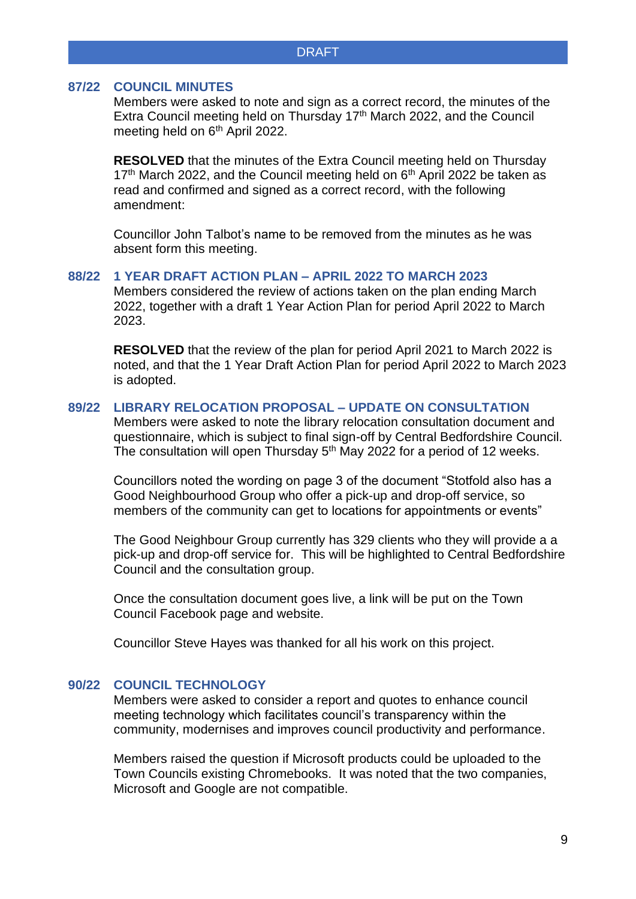DRAFT

### 87/22 COUNCIL MINUTES

Members were asked to note and sign as a correct record, the minutes of the Extra Council meeting held on Thursday 17th March 2022, and the Council meeting held on 6th April 2022.

**RESOLVED** that the minutes of the Extra Council meeting held on Thursday 17th March 2022, and the Council meeting held on 6th April 2022 be taken as read and confirmed and signed as a correct record, with the following amendment:

Councillor John Talbot's name to be removed from the minutes as he was absent form this meeting.

### 88/22 1 YEAR DRAFT ACTION PLAN – APRIL 2022 TO MARCH 2023

Members considered the review of actions taken on the plan ending March 2022, together with a draft 1 Year Action Plan for period April 2022 to March 2023.

**RESOLVED** that the review of the plan for period April 2021 to March 2022 is noted, and that the 1 Year Draft Action Plan for period April 2022 to March 2023 is adopted.

### 89/22 LIBRARY RELOCATION PROPOSAL – UPDATE ON CONSULTATION

Members were asked to note the library relocation consultation document and questionnaire, which is subject to final sign-off by Central Bedfordshire Council. The consultation will open Thursday 5th May 2022 for a period of 12 weeks.

Councillors noted the wording on page 3 of the document "Stotfold also has a Good Neighbourhood Group who offer a pick-up and drop-off service, so members of the community can get to locations for appointments or events"

The Good Neighbour Group currently has 329 clients who they will provide a a pick-up and drop-off service for. This will be highlighted to Central Bedfordshire Council and the consultation group.

Once the consultation document goes live, a link will be put on the Town Council Facebook page and website.

Councillor Steve Hayes was thanked for all his work on this project.

### 90/22 COUNCIL TECHNOLOGY

Members were asked to consider a report and quotes to enhance council meeting technology which facilitates council's transparency within the community, modernises and improves council productivity and performance.

Members raised the question if Microsoft products could be uploaded to the Town Councils existing Chromebooks. It was noted that the two companies, Microsoft and Google are not compatible.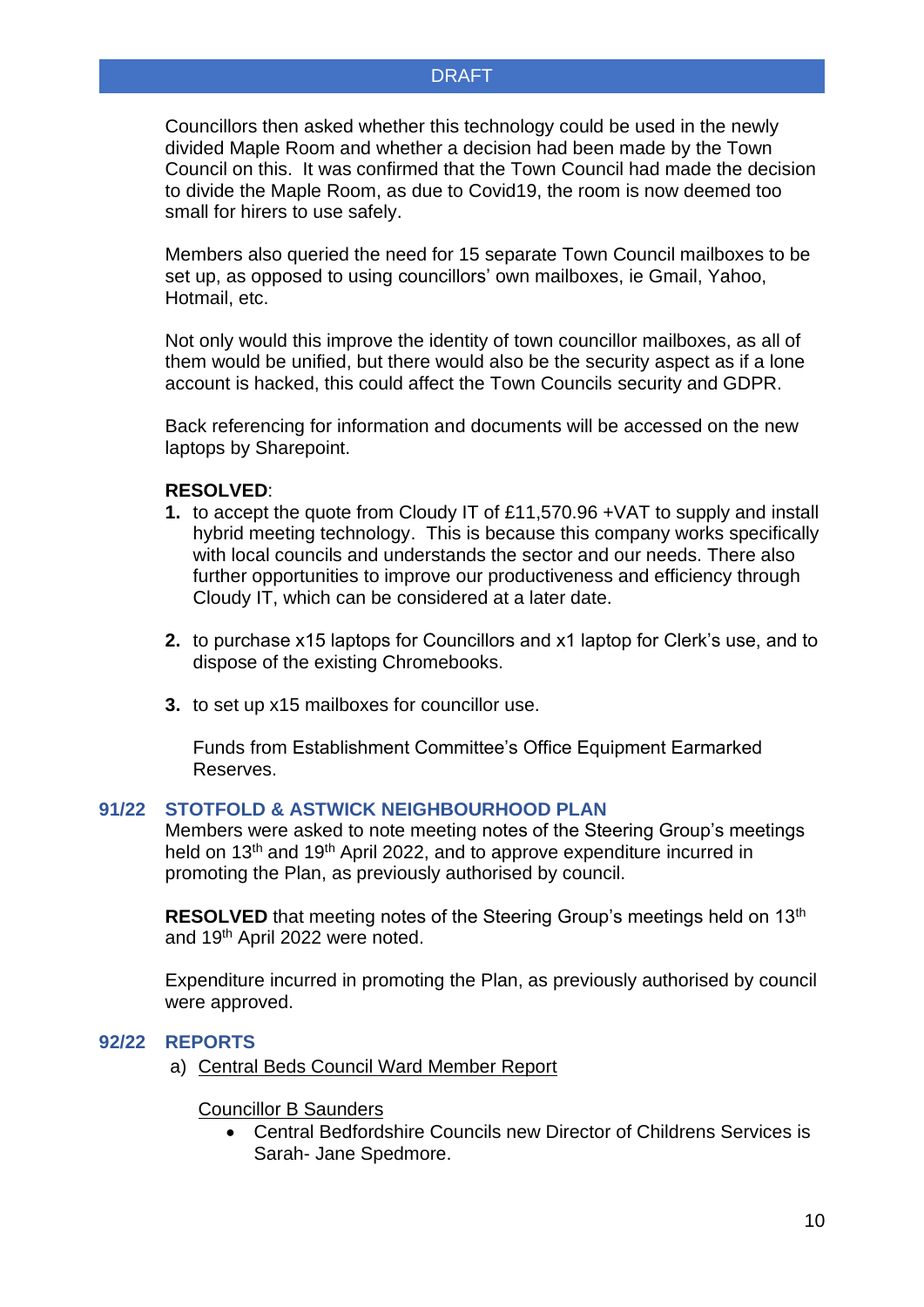Councillors then asked whether this technology could be used in the newly divided Maple Room and whether a decision had been made by the Town Council on this. It was confirmed that the Town Council had made the decision to divide the Maple Room, as due to Covid19, the room is now deemed too small for hirers to use safely.

Members also queried the need for 15 separate Town Council mailboxes to be set up, as opposed to using councillors' own mailboxes, ie Gmail, Yahoo, Hotmail, etc.

Not only would this improve the identity of town councillor mailboxes, as all of them would be unified, but there would also be the security aspect as if a lone account is hacked, this could affect the Town Councils security and GDPR.

Back referencing for information and documents will be accessed on the new laptops by Sharepoint.

**RESOLVED**:

1. to accept the quote from Cloudy IT of £11,570.96 +VAT to supply and install hybrid meeting technology. This is because this company works specifically with local councils and understands the sector and our needs. There also further opportunities to improve our productiveness and efficiency through Cloudy IT, which can be considered at a later date.

2. to purchase x15 laptops for Councillors and x1 laptop for Clerk's use, and to dispose of the existing Chromebooks.

3. to set up x15 mailboxes for councillor use.

   Funds from Establishment Committee's Office Equipment Earmarked Reserves.

## 91/22 STOTFOLD & ASTWICK NEIGHBOURHOOD PLAN

Members were asked to note meeting notes of the Steering Group's meetings held on 13th and 19th April 2022, and to approve expenditure incurred in promoting the Plan, as previously authorised by council.

**RESOLVED** that meeting notes of the Steering Group's meetings held on 13th and 19th April 2022 were noted.

Expenditure incurred in promoting the Plan, as previously authorised by council were approved.

## 92/22 REPORTS

a) Central Beds Council Ward Member Report

Councillor B Saunders

- Central Bedfordshire Councils new Director of Childrens Services is Sarah- Jane Spedmore.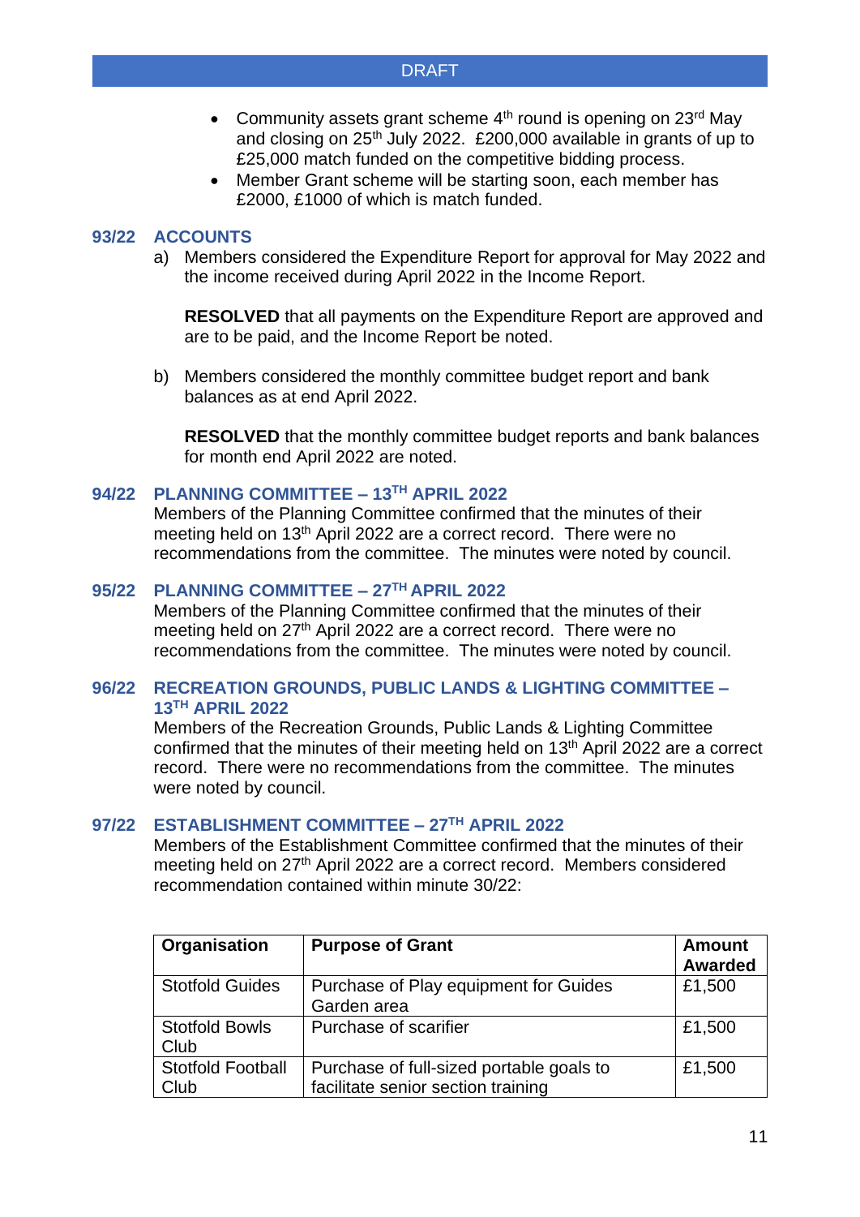- Community assets grant scheme 4th round is opening on 23rd May and closing on 25th July 2022. £200,000 available in grants of up to £25,000 match funded on the competitive bidding process.
- Member Grant scheme will be starting soon, each member has £2000, £1000 of which is match funded.

## 93/22 ACCOUNTS

a) Members considered the Expenditure Report for approval for May 2022 and the income received during April 2022 in the Income Report.

**RESOLVED** that all payments on the Expenditure Report are approved and are to be paid, and the Income Report be noted.

b) Members considered the monthly committee budget report and bank balances as at end April 2022.

**RESOLVED** that the monthly committee budget reports and bank balances for month end April 2022 are noted.

## 94/22 PLANNING COMMITTEE – 13TH APRIL 2022

Members of the Planning Committee confirmed that the minutes of their meeting held on 13th April 2022 are a correct record. There were no recommendations from the committee. The minutes were noted by council.

## 95/22 PLANNING COMMITTEE – 27TH APRIL 2022

Members of the Planning Committee confirmed that the minutes of their meeting held on 27th April 2022 are a correct record. There were no recommendations from the committee. The minutes were noted by council.

## 96/22 RECREATION GROUNDS, PUBLIC LANDS & LIGHTING COMMITTEE – 13TH APRIL 2022

Members of the Recreation Grounds, Public Lands & Lighting Committee confirmed that the minutes of their meeting held on 13th April 2022 are a correct record. There were no recommendations from the committee. The minutes were noted by council.

## 97/22 ESTABLISHMENT COMMITTEE – 27TH APRIL 2022

Members of the Establishment Committee confirmed that the minutes of their meeting held on 27th April 2022 are a correct record. Members considered recommendation contained within minute 30/22:

| Organisation | Purpose of Grant | Amount Awarded |
|---|---|---|
| Stotfold Guides | Purchase of Play equipment for Guides Garden area | £1,500 |
| Stotfold Bowls Club | Purchase of scarifier | £1,500 |
| Stotfold Football Club | Purchase of full-sized portable goals to facilitate senior section training | £1,500 |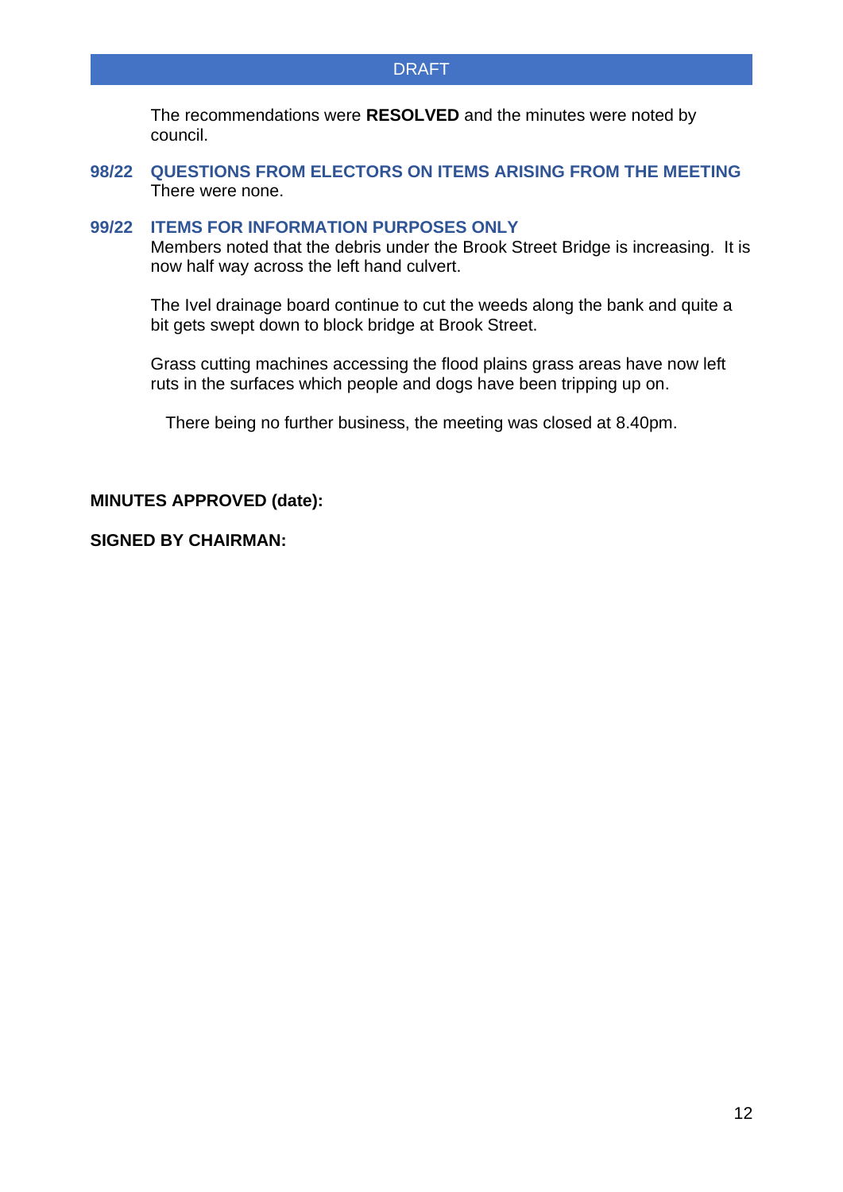The recommendations were **RESOLVED** and the minutes were noted by council.

## 98/22 QUESTIONS FROM ELECTORS ON ITEMS ARISING FROM THE MEETING

There were none.

## 99/22 ITEMS FOR INFORMATION PURPOSES ONLY

Members noted that the debris under the Brook Street Bridge is increasing. It is now half way across the left hand culvert.

The Ivel drainage board continue to cut the weeds along the bank and quite a bit gets swept down to block bridge at Brook Street.

Grass cutting machines accessing the flood plains grass areas have now left ruts in the surfaces which people and dogs have been tripping up on.

There being no further business, the meeting was closed at 8.40pm.

**MINUTES APPROVED (date):**

**SIGNED BY CHAIRMAN:**